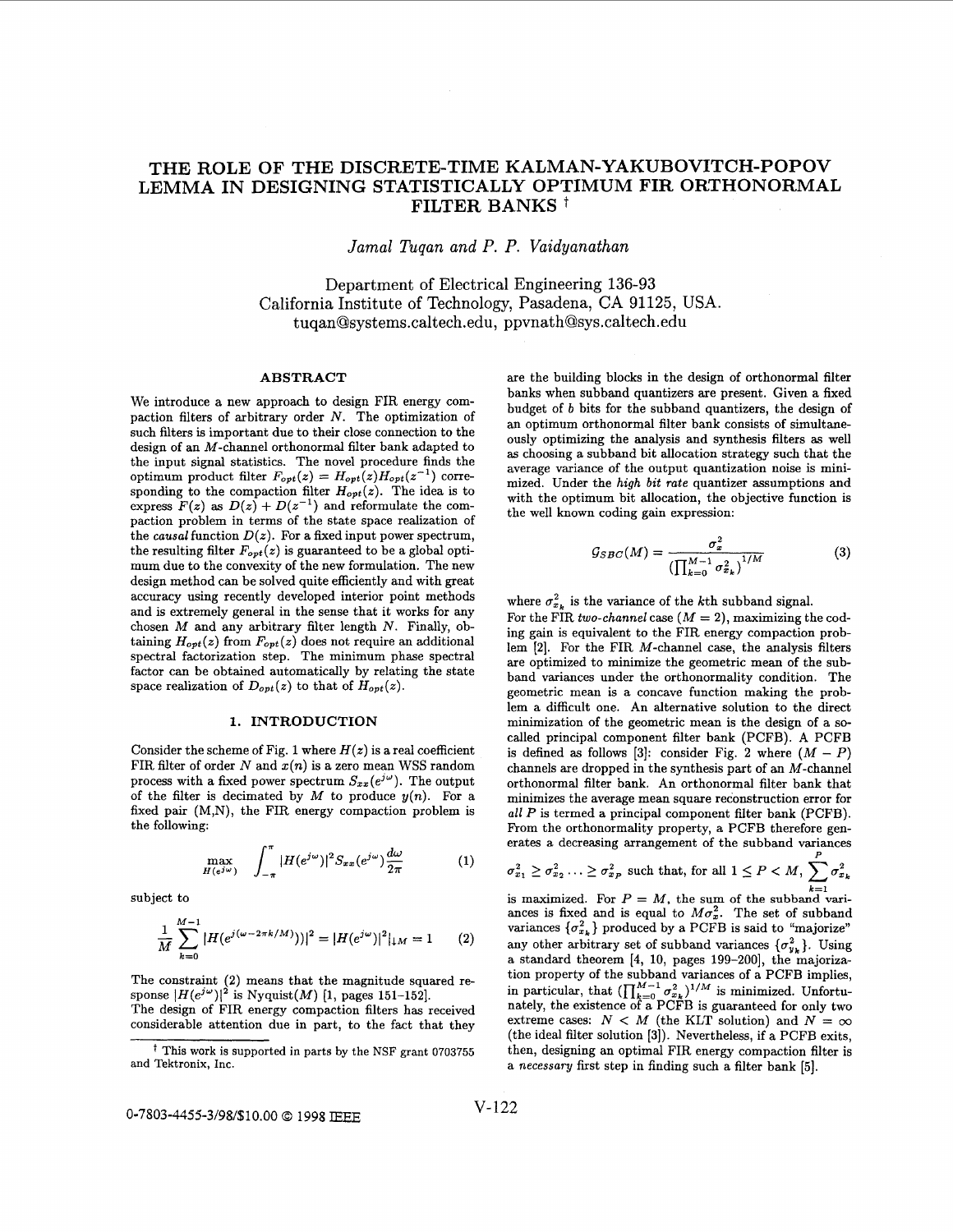# THE ROLE OF THE DISCRETE-TIME KALMAN-YAKUBOVITCH-POPOV LEMMA IN DESIGNING STATISTICALLY OPTIMUM FIR ORTHONORMAL FILTER BANKS †

*Jamal Tuqan and P. P. Vaidyanathan*

Department of Electrical Engineering 136-93
California Institute of Technology, Pasadena, CA 91125, USA.
tuqan@systems.caltech.edu, ppvnath@sys.caltech.edu

## ABSTRACT

We introduce a new approach to design FIR energy compaction filters of arbitrary order $N$. The optimization of such filters is important due to their close connection to the design of an $M$-channel orthonormal filter bank adapted to the input signal statistics. The novel procedure finds the optimum product filter $F_{opt}(z) = H_{opt}(z)H_{opt}(z^{-1})$ corresponding to the compaction filter $H_{opt}(z)$. The idea is to express $F(z)$ as $D(z) + D(z^{-1})$ and reformulate the compaction problem in terms of the state space realization of the *causal* function $D(z)$. For a fixed input power spectrum, the resulting filter $F_{opt}(z)$ is guaranteed to be a global optimum due to the convexity of the new formulation. The new design method can be solved quite efficiently and with great accuracy using recently developed interior point methods and is extremely general in the sense that it works for any chosen $M$ and any arbitrary filter length $N$. Finally, obtaining $H_{opt}(z)$ from $F_{opt}(z)$ does not require an additional spectral factorization step. The minimum phase spectral factor can be obtained automatically by relating the state space realization of $D_{opt}(z)$ to that of $H_{opt}(z)$.

## 1. INTRODUCTION

Consider the scheme of Fig. 1 where $H(z)$ is a real coefficient FIR filter of order $N$ and $x(n)$ is a zero mean WSS random process with a fixed power spectrum $S_{xx}(e^{j\omega})$. The output of the filter is decimated by $M$ to produce $y(n)$. For a fixed pair (M,N), the FIR energy compaction problem is the following:

$$\max_{H(e^{j\omega})} \int_{-\pi}^{\pi} |H(e^{j\omega})|^2 S_{xx}(e^{j\omega}) \frac{d\omega}{2\pi} \qquad (1)$$

subject to

$$\frac{1}{M}\sum_{k=0}^{M-1} |H(e^{j(\omega-2\pi k/M)})|^2 = |H(e^{j\omega})|^2 \downarrow_M = 1 \qquad (2)$$

The constraint (2) means that the magnitude squared response $|H(e^{j\omega})|^2$ is Nyquist($M$) [1, pages 151–152].
The design of FIR energy compaction filters has received considerable attention due in part, to the fact that they are the building blocks in the design of orthonormal filter banks when subband quantizers are present. Given a fixed budget of $b$ bits for the subband quantizers, the design of an optimum orthonormal filter bank consists of simultaneously optimizing the analysis and synthesis filters as well as choosing a subband bit allocation strategy such that the average variance of the output quantization noise is minimized. Under the *high bit rate* quantizer assumptions and with the optimum bit allocation, the objective function is the well known coding gain expression:

$$\mathcal{G}_{SBC}(M) = \frac{\sigma_x^2}{\left(\prod_{k=0}^{M-1} \sigma_{x_k}^2\right)^{1/M}} \qquad (3)$$

where $\sigma_{x_k}^2$ is the variance of the $k$th subband signal.
For the FIR *two-channel* case ($M = 2$), maximizing the coding gain is equivalent to the FIR energy compaction problem [2]. For the FIR $M$-channel case, the analysis filters are optimized to minimize the geometric mean of the subband variances under the orthonormality condition. The geometric mean is a concave function making the problem a difficult one. An alternative solution to the direct minimization of the geometric mean is the design of a so-called principal component filter bank (PCFB). A PCFB is defined as follows [3]: consider Fig. 2 where $(M - P)$ channels are dropped in the synthesis part of an $M$-channel orthonormal filter bank. An orthonormal filter bank that minimizes the average mean square reconstruction error for *all* $P$ is termed a principal component filter bank (PCFB). From the orthonormality property, a PCFB therefore generates a decreasing arrangement of the subband variances $\sigma_{x_1}^2 \geq \sigma_{x_2}^2 \ldots \geq \sigma_{x_P}^2$ such that, for all $1 \leq P < M$, $\sum_{k=1}^{P} \sigma_{x_k}^2$ is maximized. For $P = M$, the sum of the subband variances is fixed and is equal to $M\sigma_x^2$. The set of subband variances $\{\sigma_{x_k}^2\}$ produced by a PCFB is said to "majorize" any other arbitrary set of subband variances $\{\sigma_{y_k}^2\}$. Using a standard theorem [4, 10, pages 199–200], the majorization property of the subband variances of a PCFB implies, in particular, that $(\prod_{k=0}^{M-1} \sigma_{x_k}^2)^{1/M}$ is minimized. Unfortunately, the existence of a PCFB is guaranteed for only two extreme cases: $N < M$ (the KLT solution) and $N = \infty$ (the ideal filter solution [3]). Nevertheless, if a PCFB exits, then, designing an optimal FIR energy compaction filter is a *necessary* first step in finding such a filter bank [5].

† This work is supported in parts by the NSF grant 0703755 and Tektronix, Inc.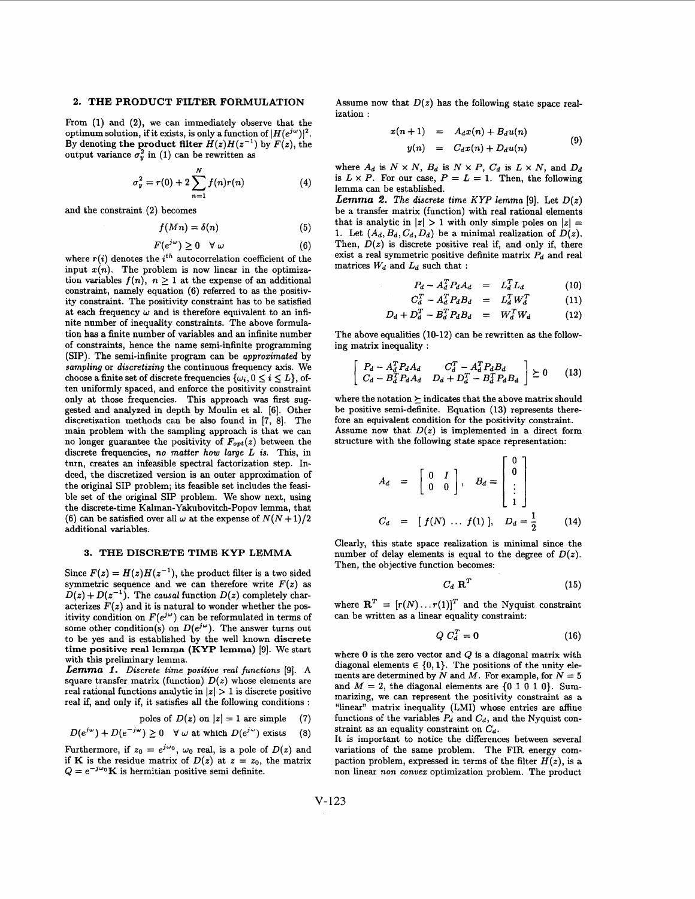## 2. THE PRODUCT FILTER FORMULATION

From (1) and (2), we can immediately observe that the optimum solution, if it exists, is only a function of $|H(e^{j\omega})|^2$. By denoting **the product filter** $H(z)H(z^{-1})$ by $F(z)$, the output variance $\sigma_y^2$ in (1) can be rewritten as

$$\sigma_y^2 = r(0) + 2\sum_{n=1}^{N} f(n)r(n) \tag{4}$$

and the constraint (2) becomes

$$f(Mn) = \delta(n) \tag{5}$$

$$F(e^{j\omega}) \geq 0 \quad \forall\, \omega \tag{6}$$

where $r(i)$ denotes the $i^{th}$ autocorrelation coefficient of the input $x(n)$. The problem is now linear in the optimization variables $f(n)$, $n \geq 1$ at the expense of an additional constraint, namely equation (6) referred to as the positivity constraint. The positivity constraint has to be satisfied at each frequency $\omega$ and is therefore equivalent to an infinite number of inequality constraints. The above formulation has a finite number of variables and an infinite number of constraints, hence the name semi-infinite programming (SIP). The semi-infinite program can be *approximated* by *sampling* or *discretizing* the continuous frequency axis. We choose a finite set of discrete frequencies $\{\omega_i, 0 \leq i \leq L\}$, often uniformly spaced, and enforce the positivity constraint only at those frequencies. This approach was first suggested and analyzed in depth by Moulin et al. [6]. Other discretization methods can be also found in [7, 8]. The main problem with the sampling approach is that we can no longer guarantee the positivity of $F_{opt}(z)$ between the discrete frequencies, *no matter how large L is*. This, in turn, creates an infeasible spectral factorization step. Indeed, the discretized version is an outer approximation of the original SIP problem; its feasible set includes the feasible set of the original SIP problem. We show next, using the discrete-time Kalman-Yakubovitch-Popov lemma, that (6) can be satisfied over all $\omega$ at the expense of $N(N+1)/2$ additional variables.

## 3. THE DISCRETE TIME KYP LEMMA

Since $F(z) = H(z)H(z^{-1})$, the product filter is a two sided symmetric sequence and we can therefore write $F(z)$ as $D(z) + D(z^{-1})$. The *causal* function $D(z)$ completely characterizes $F(z)$ and it is natural to wonder whether the positivity condition on $F(e^{j\omega})$ can be reformulated in terms of some other condition(s) on $D(e^{j\omega})$. The answer turns out to be yes and is established by the well known **discrete time positive real lemma (KYP lemma)** [9]. We start with this preliminary lemma.

***Lemma 1.*** *Discrete time positive real functions* [9]. A square transfer matrix (function) $D(z)$ whose elements are real rational functions analytic in $|z| > 1$ is discrete positive real if, and only if, it satisfies all the following conditions :

$$\text{poles of } D(z) \text{ on } |z| = 1 \text{ are simple} \tag{7}$$

$$D(e^{j\omega}) + D(e^{-j\omega}) \geq 0 \quad \forall\, \omega \text{ at which } D(e^{j\omega}) \text{ exists} \tag{8}$$

Furthermore, if $z_0 = e^{j\omega_0}$, $\omega_0$ real, is a pole of $D(z)$ and if $\mathbf{K}$ is the residue matrix of $D(z)$ at $z = z_0$, the matrix $Q = e^{-j\omega_0}\mathbf{K}$ is hermitian positive semi definite.

Assume now that $D(z)$ has the following state space realization :

$$\begin{aligned} x(n+1) &= A_d x(n) + B_d u(n) \\ y(n) &= C_d x(n) + D_d u(n) \end{aligned} \tag{9}$$

where $A_d$ is $N \times N$, $B_d$ is $N \times P$, $C_d$ is $L \times N$, and $D_d$ is $L \times P$. For our case, $P = L = 1$. Then, the following lemma can be established.

***Lemma 2.*** *The discrete time KYP lemma* [9]. *Let $D(z)$ be a transfer matrix (function) with real rational elements that is analytic in $|z| > 1$ with only simple poles on $|z| = 1$. Let $(A_d, B_d, C_d, D_d)$ be a minimal realization of $D(z)$. Then, $D(z)$ is discrete positive real if, and only if, there exist a real symmetric positive definite matrix $P_d$ and real matrices $W_d$ and $L_d$ such that :*

$$P_d - A_d^T P_d A_d = L_d^T L_d \tag{10}$$

$$C_d^T - A_d^T P_d B_d = L_d^T W_d^T \tag{11}$$

$$D_d + D_d^T - B_d^T P_d B_d = W_d^T W_d \tag{12}$$

The above equalities (10-12) can be rewritten as the following matrix inequality :

$$\begin{bmatrix} P_d - A_d^T P_d A_d & C_d^T - A_d^T P_d B_d \\ C_d - B_d^T P_d A_d & D_d + D_d^T - B_d^T P_d B_d \end{bmatrix} \succeq 0 \tag{13}$$

where the notation $\succeq$ indicates that the above matrix should be positive semi-definite. Equation (13) represents therefore an equivalent condition for the positivity constraint. Assume now that $D(z)$ is implemented in a direct form structure with the following state space representation:

$$A_d = \begin{bmatrix} 0 & I \\ 0 & 0 \end{bmatrix}, \quad B_d = \begin{bmatrix} 0 \\ 0 \\ \vdots \\ 1 \end{bmatrix}$$

$$C_d = [\, f(N) \, \dots \, f(1) \,], \quad D_d = \frac{1}{2} \tag{14}$$

Clearly, this state space realization is minimal since the number of delay elements is equal to the degree of $D(z)$. Then, the objective function becomes:

$$C_d \, \mathbf{R}^T \tag{15}$$

where $\mathbf{R}^T = [r(N) \dots r(1)]^T$ and the Nyquist constraint can be written as a linear equality constraint:

$$Q\, C_d^T = \mathbf{0} \tag{16}$$

where $\mathbf{0}$ is the zero vector and $Q$ is a diagonal matrix with diagonal elements $\in \{0, 1\}$. The positions of the unity elements are determined by $N$ and $M$. For example, for $N = 5$ and $M = 2$, the diagonal elements are $\{0\ 1\ 0\ 1\ 0\}$. Summarizing, we can represent the positivity constraint as a "linear" matrix inequality (LMI) whose entries are affine functions of the variables $P_d$ and $C_d$, and the Nyquist constraint as an equality constraint on $C_d$.

It is important to notice the differences between several variations of the same problem. The FIR energy compaction problem, expressed in terms of the filter $H(z)$, is a non linear *non convex* optimization problem. The product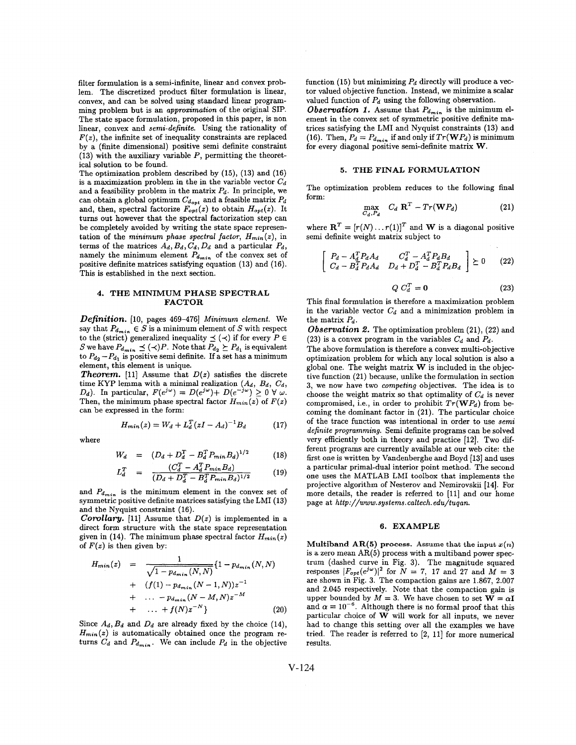filter formulation is a semi-infinite, linear and convex problem. The discretized product filter formulation is linear, convex, and can be solved using standard linear programming problem but is an *approximation* of the original SIP. The state space formulation, proposed in this paper, is non linear, convex and *semi-definite*. Using the rationality of $F(z)$, the infinite set of inequality constraints are replaced by a (finite dimensional) positive semi definite constraint (13) with the auxiliary variable $P$, permitting the theoretical solution to be found.

The optimization problem described by (15), (13) and (16) is a maximization problem in the in the variable vector $C_d$ and a feasibility problem in the matrix $P_d$. In principle, we can obtain a global optimum $C_{d_{opt}}$ and a feasible matrix $P_d$ and, then, spectral factorize $F_{opt}(z)$ to obtain $H_{opt}(z)$. It turns out however that the spectral factorization step can be completely avoided by writing the state space representation of the *minimum phase spectral factor*, $H_{min}(z)$, in terms of the matrices $A_d, B_d, C_d, D_d$ and a particular $P_d$, namely the minimum element $P_{d_{min}}$ of the convex set of positive definite matrices satisfying equation (13) and (16). This is established in the next section.

## 4. THE MINIMUM PHASE SPECTRAL FACTOR

***Definition.*** [10, pages 469-476] *Minimum element.* We say that $P_{d_{min}} \in S$ is a minimum element of $S$ with respect to the (strict) generalized inequality $\preceq$ ($\prec$) if for every $P \in S$ we have $P_{d_{min}} \preceq (\prec) P$. Note that $P_{d_2} \succeq P_{d_1}$ is equivalent to $P_{d_2} - P_{d_1}$ is positive semi definite. If a set has a minimum element, this element is unique.

***Theorem.*** [11] Assume that $D(z)$ satisfies the discrete time KYP lemma with a minimal realization ($A_d$, $B_d$, $C_d$, $D_d$). In particular, $F(e^{j\omega}) = D(e^{j\omega}) + D(e^{-j\omega}) \geq 0 \ \forall\ \omega$. Then, the minimum phase spectral factor $H_{min}(z)$ of $F(z)$ can be expressed in the form:

$$H_{min}(z) = W_d + L_d^T (zI - A_d)^{-1} B_d \tag{17}$$

where

$$W_d = (D_d + D_d^T - B_d^T P_{min} B_d)^{1/2} \tag{18}$$

$$L_d^T = \frac{(C_d^T - A_d^T P_{min} B_d)}{(D_d + D_d^T - B_d^T P_{min} B_d)^{1/2}} \tag{19}$$

and $P_{d_{min}}$ is the minimum element in the convex set of symmetric positive definite matrices satisfying the LMI (13) and the Nyquist constraint (16).

***Corollary.*** [11] Assume that $D(z)$ is implemented in a direct form structure with the state space representation given in (14). The minimum phase spectral factor $H_{min}(z)$ of $F(z)$ is then given by:

$$\begin{aligned} H_{min}(z) &= \frac{1}{\sqrt{1 - p_{d_{min}}(N,N)}} \{1 - p_{d_{min}}(N,N) \\ &+ (f(1) - p_{d_{min}}(N-1,N))z^{-1} \\ &+ \ \ldots - p_{d_{min}}(N-M,N) z^{-M} \\ &+ \ \ldots + f(N) z^{-N}\} \end{aligned} \tag{20}$$

Since $A_d, B_d$ and $D_d$ are already fixed by the choice (14), $H_{min}(z)$ is automatically obtained once the program returns $C_d$ and $P_{d_{min}}$. We can include $P_d$ in the objective function (15) but minimizing $P_d$ directly will produce a vector valued objective function. Instead, we minimize a scalar valued function of $P_d$ using the following observation.

***Observation 1.*** Assume that $P_{d_{min}}$ is the minimum element in the convex set of symmetric positive definite matrices satisfying the LMI and Nyquist constraints (13) and (16). Then, $P_d = P_{d_{min}}$ if and only if $Tr(\mathbf{W}P_d)$ is minimum for every diagonal positive semi-definite matrix $\mathbf{W}$.

## 5. THE FINAL FORMULATION

The optimization problem reduces to the following final form:

$$\max_{C_d, P_d} \quad C_d\, \mathbf{R}^T - Tr(\mathbf{W}P_d) \tag{21}$$

where $\mathbf{R}^T = [r(N) \ldots r(1)]^T$ and $\mathbf{W}$ is a diagonal positive semi definite weight matrix subject to

$$\begin{bmatrix} P_d - A_d^T P_d A_d & C_d^T - A_d^T P_d B_d \\ C_d - B_d^T P_d A_d & D_d + D_d^T - B_d^T P_d B_d \end{bmatrix} \succeq 0 \tag{22}$$

$$Q\, C_d^T = \mathbf{0} \tag{23}$$

This final formulation is therefore a maximization problem in the variable vector $C_d$ and a minimization problem in the matrix $P_d$.

***Observation 2.*** The optimization problem (21), (22) and (23) is a convex program in the variables $C_d$ and $P_d$.

The above formulation is therefore a convex multi-objective optimization problem for which any local solution is also a global one. The weight matrix $\mathbf{W}$ is included in the objective function (21) because, unlike the formulation in section 3, we now have two *competing* objectives. The idea is to choose the weight matrix so that optimality of $C_d$ is never compromised, i.e., in order to prohibit $Tr(\mathbf{W}P_d)$ from becoming the dominant factor in (21). The particular choice of the trace function was intentional in order to use *semi definite programming*. Semi definite programs can be solved very efficiently both in theory and practice [12]. Two different programs are currently available at our web cite: the first one is written by Vandenberghe and Boyd [13] and uses a particular primal-dual interior point method. The second one uses the MATLAB LMI toolbox that implements the projective algorithm of Nesterov and Nemirovskii [14]. For more details, the reader is referred to [11] and our home page at *http://www.systems.caltech.edu/tuqan.*

## 6. EXAMPLE

**Multiband AR(5) process.** Assume that the input $x(n)$ is a zero mean AR(5) process with a multiband power spectrum (dashed curve in Fig. 3). The magnitude squared responses $|F_{opt}(e^{j\omega})|^2$ for $N = 7$, 17 and 27 and $M = 3$ are shown in Fig. 3. The compaction gains are 1.867, 2.007 and 2.045 respectively. Note that the compaction gain is upper bounded by $M = 3$. We have chosen to set $\mathbf{W} = \alpha\mathbf{I}$ and $\alpha = 10^{-6}$. Although there is no formal proof that this particular choice of $\mathbf{W}$ will work for all inputs, we never had to change this setting over all the examples we have tried. The reader is referred to [2, 11] for more numerical results.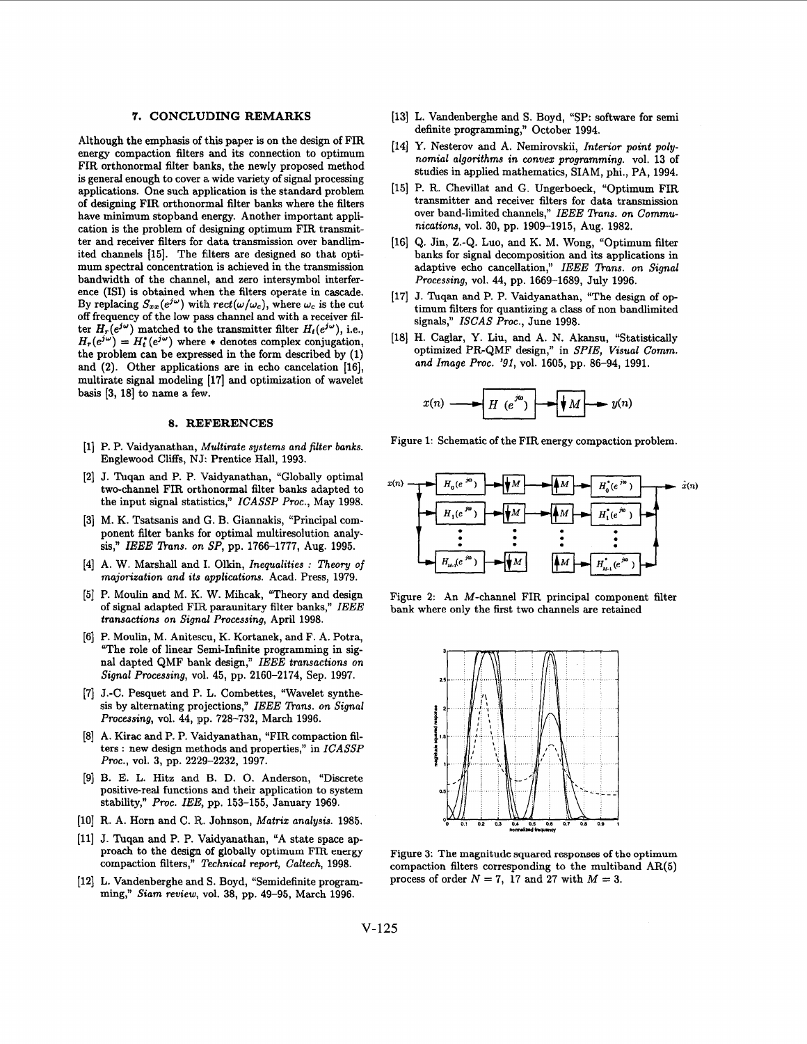## 7. CONCLUDING REMARKS

Although the emphasis of this paper is on the design of FIR energy compaction filters and its connection to optimum FIR orthonormal filter banks, the newly proposed method is general enough to cover a wide variety of signal processing applications. One such application is the standard problem of designing FIR orthonormal filter banks where the filters have minimum stopband energy. Another important application is the problem of designing optimum FIR transmitter and receiver filters for data transmission over bandlimited channels [15]. The filters are designed so that optimum spectral concentration is achieved in the transmission bandwidth of the channel, and zero intersymbol interference (ISI) is obtained when the filters operate in cascade. By replacing $S_{xx}(e^{j\omega})$ with $rect(\omega/\omega_c)$, where $\omega_c$ is the cut off frequency of the low pass channel and with a receiver filter $H_r(e^{j\omega})$ matched to the transmitter filter $H_t(e^{j\omega})$, i.e., $H_r(e^{j\omega}) = H_t^*(e^{j\omega})$ where $*$ denotes complex conjugation, the problem can be expressed in the form described by (1) and (2). Other applications are in echo cancelation [16], multirate signal modeling [17] and optimization of wavelet basis [3, 18] to name a few.

## 8. REFERENCES

[1] P. P. Vaidyanathan, *Multirate systems and filter banks.* Englewood Cliffs, NJ: Prentice Hall, 1993.

[2] J. Tuqan and P. P. Vaidyanathan, "Globally optimal two-channel FIR orthonormal filter banks adapted to the input signal statistics," *ICASSP Proc.*, May 1998.

[3] M. K. Tsatsanis and G. B. Giannakis, "Principal component filter banks for optimal multiresolution analysis," *IEEE Trans. on SP*, pp. 1766–1777, Aug. 1995.

[4] A. W. Marshall and I. Olkin, *Inequalities : Theory of majorization and its applications.* Acad. Press, 1979.

[5] P. Moulin and M. K. W. Mihcak, "Theory and design of signal adapted FIR paraunitary filter banks," *IEEE transactions on Signal Processing*, April 1998.

[6] P. Moulin, M. Anitescu, K. Kortanek, and F. A. Potra, "The role of linear Semi-Infinite programming in signal dapted QMF bank design," *IEEE transactions on Signal Processing*, vol. 45, pp. 2160–2174, Sep. 1997.

[7] J.-C. Pesquet and P. L. Combettes, "Wavelet synthesis by alternating projections," *IEEE Trans. on Signal Processing*, vol. 44, pp. 728–732, March 1996.

[8] A. Kirac and P. P. Vaidyanathan, "FIR compaction filters : new design methods and properties," in *ICASSP Proc.*, vol. 3, pp. 2229–2232, 1997.

[9] B. E. L. Hitz and B. D. O. Anderson, "Discrete positive-real functions and their application to system stability," *Proc. IEE*, pp. 153–155, January 1969.

[10] R. A. Horn and C. R. Johnson, *Matrix analysis.* 1985.

[11] J. Tuqan and P. P. Vaidyanathan, "A state space approach to the design of globally optimum FIR energy compaction filters," *Technical report, Caltech*, 1998.

[12] L. Vandenberghe and S. Boyd, "Semidefinite programming," *Siam review*, vol. 38, pp. 49–95, March 1996.

[13] L. Vandenberghe and S. Boyd, "SP: software for semi definite programming," October 1994.

[14] Y. Nesterov and A. Nemirovskii, *Interior point polynomial algorithms in convex programming.* vol. 13 of studies in applied mathematics, SIAM, phi., PA, 1994.

[15] P. R. Chevillat and G. Ungerboeck, "Optimum FIR transmitter and receiver filters for data transmission over band-limited channels," *IEEE Trans. on Communications*, vol. 30, pp. 1909–1915, Aug. 1982.

[16] Q. Jin, Z.-Q. Luo, and K. M. Wong, "Optimum filter banks for signal decomposition and its applications in adaptive echo cancellation," *IEEE Trans. on Signal Processing*, vol. 44, pp. 1669–1689, July 1996.

[17] J. Tuqan and P. P. Vaidyanathan, "The design of optimum filters for quantizing a class of non bandlimited signals," *ISCAS Proc.*, June 1998.

[18] H. Caglar, Y. Liu, and A. N. Akansu, "Statistically optimized PR-QMF design," in *SPIE, Visual Comm. and Image Proc. '91*, vol. 1605, pp. 86–94, 1991.

$x(n)$ → $H(e^{j\omega})$ → $\downarrow M$ → $y(n)$

Figure 1: Schematic of the FIR energy compaction problem.

$x(n)$ $H_0(e^{j\omega})$ $\downarrow M$ $\uparrow M$ $H_0^*(e^{j\omega})$ $\hat{x}(n)$
$H_1(e^{j\omega})$ $\downarrow M$ $\uparrow M$ $H_1^*(e^{j\omega})$
$H_{M-1}(e^{j\omega})$ $\downarrow M$ $\uparrow M$ $H_{M-1}^*(e^{j\omega})$

Figure 2: An $M$-channel FIR principal component filter bank where only the first two channels are retained

magnitude squared response
0 0.5 1 1.5 2 2.5 3
0 0.1 0.2 0.3 0.4 0.5 0.6 0.7 0.8 0.9 1
normalized frequency

Figure 3: The magnitude squared responses of the optimum compaction filters corresponding to the multiband AR(5) process of order $N = 7$, 17 and 27 with $M = 3$.